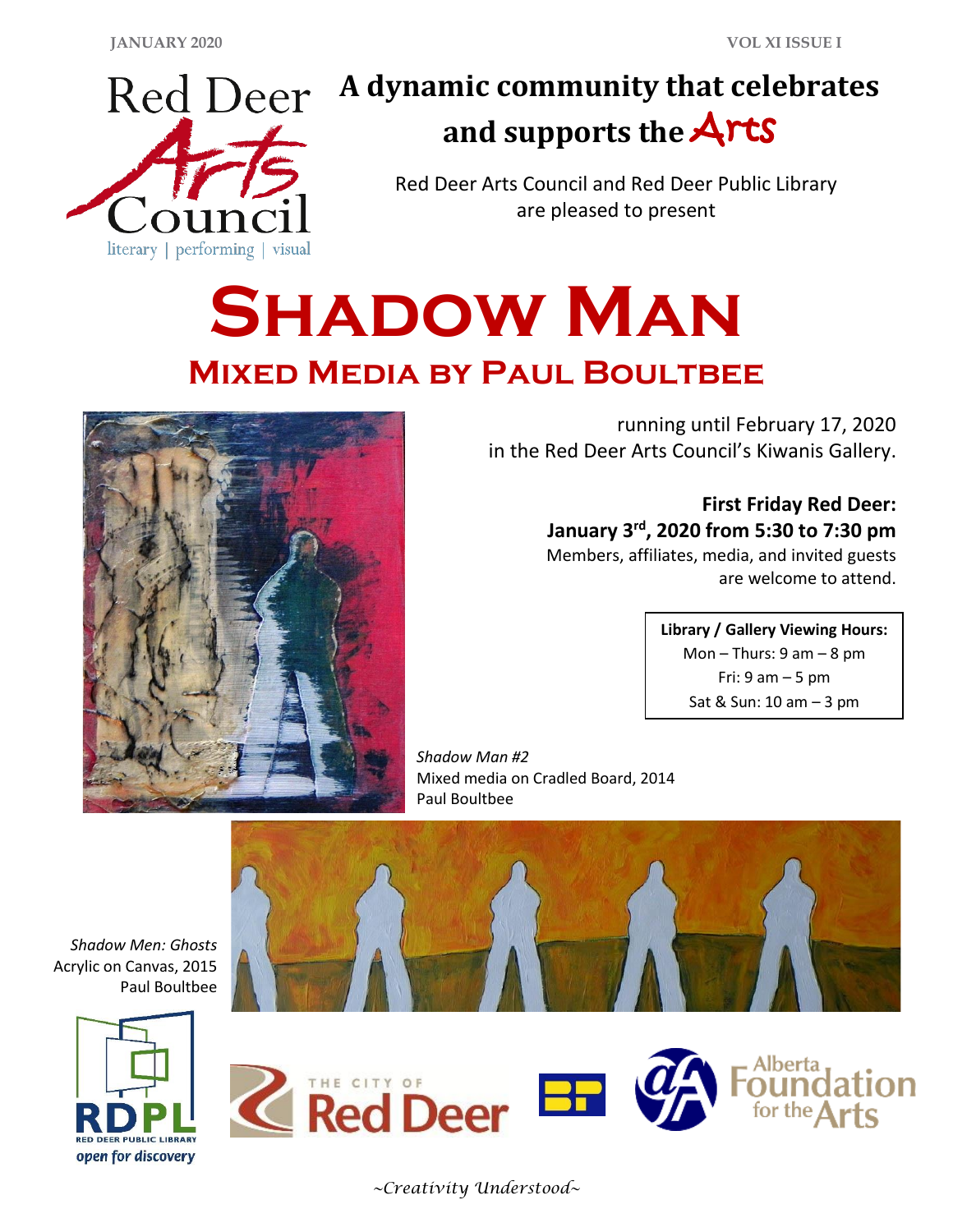# A dynamic community that celebrates and supports the Arts

Red Deer Arts Council and Red Deer Public Library are pleased to present

# Shadow Man

## Mixed Media by Paul Boultbee

running until February 17, 2020 in the Red Deer Arts Council's Kiwanis Gallery.

**First Friday Red Deer: January 3rd, 2020 from 5:30 to 7:30 pm**
Members, affiliates, media, and invited guests are welcome to attend.

**Library / Gallery Viewing Hours:**
Mon – Thurs: 9 am – 8 pm
Fri: 9 am – 5 pm
Sat & Sun: 10 am – 3 pm

*Shadow Man #2*
Mixed media on Cradled Board, 2014
Paul Boultbee

*Shadow Men: Ghosts*
Acrylic on Canvas, 2015
Paul Boultbee

*~Creativity Understood~*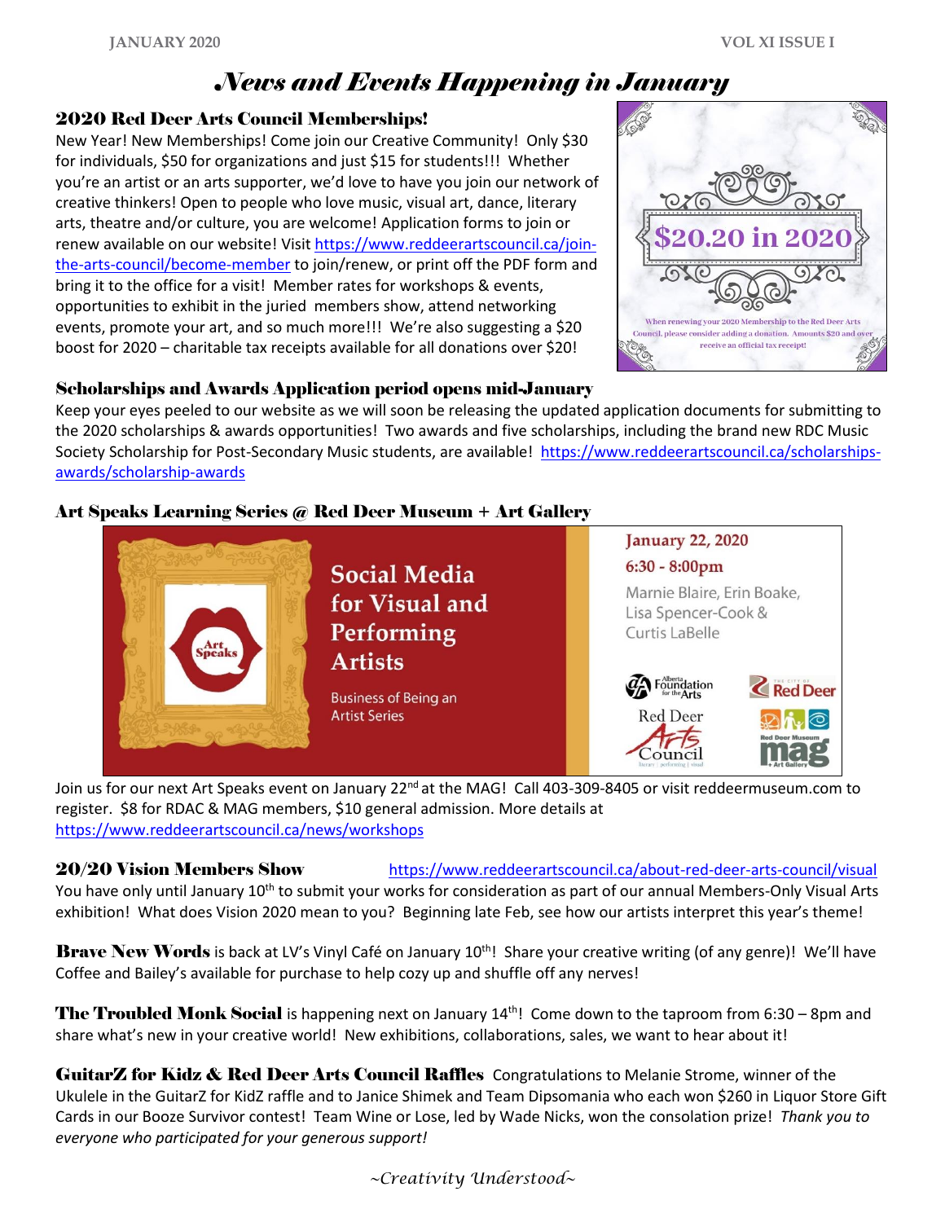# News and Events Happening in January

## 2020 Red Deer Arts Council Memberships!

New Year! New Memberships! Come join our Creative Community! Only $30 for individuals, $50 for organizations and just $15 for students!!! Whether you're an artist or an arts supporter, we'd love to have you join our network of creative thinkers! Open to people who love music, visual art, dance, literary arts, theatre and/or culture, you are welcome! Application forms to join or renew available on our website! Visit https://www.reddeerartscouncil.ca/join-the-arts-council/become-member to join/renew, or print off the PDF form and bring it to the office for a visit! Member rates for workshops & events, opportunities to exhibit in the juried members show, attend networking events, promote your art, and so much more!!! We're also suggesting a $20 boost for 2020 – charitable tax receipts available for all donations over $20!

$20.20 in 2020

When renewing your 2020 Membership to the Red Deer Arts Council, please consider adding a donation. Amounts $20 and over receive an official tax receipt!

## Scholarships and Awards Application period opens mid-January

Keep your eyes peeled to our website as we will soon be releasing the updated application documents for submitting to the 2020 scholarships & awards opportunities! Two awards and five scholarships, including the brand new RDC Music Society Scholarship for Post-Secondary Music students, are available! https://www.reddeerartscouncil.ca/scholarships-awards/scholarship-awards

## Art Speaks Learning Series @ Red Deer Museum + Art Gallery

Art Speaks

**Social Media for Visual and Performing Artists**

Business of Being an Artist Series

January 22, 2020
6:30 - 8:00pm
Marnie Blaire, Erin Boake, Lisa Spencer-Cook & Curtis LaBelle

Alberta Foundation for the Arts · Red Deer · Red Deer Arts Council · Red Deer Museum + Art Gallery (mag)

Join us for our next Art Speaks event on January 22nd at the MAG! Call 403-309-8405 or visit reddeermuseum.com to register. $8 for RDAC & MAG members, $10 general admission. More details at https://www.reddeerartscouncil.ca/news/workshops

## 20/20 Vision Members Show

https://www.reddeerartscouncil.ca/about-red-deer-arts-council/visual

You have only until January 10th to submit your works for consideration as part of our annual Members-Only Visual Arts exhibition! What does Vision 2020 mean to you? Beginning late Feb, see how our artists interpret this year's theme!

**Brave New Words** is back at LV's Vinyl Café on January 10th! Share your creative writing (of any genre)! We'll have Coffee and Bailey's available for purchase to help cozy up and shuffle off any nerves!

**The Troubled Monk Social** is happening next on January 14th! Come down to the taproom from 6:30 – 8pm and share what's new in your creative world! New exhibitions, collaborations, sales, we want to hear about it!

**GuitarZ for Kidz & Red Deer Arts Council Raffles** Congratulations to Melanie Strome, winner of the Ukulele in the GuitarZ for KidZ raffle and to Janice Shimek and Team Dipsomania who each won $260 in Liquor Store Gift Cards in our Booze Survivor contest! Team Wine or Lose, led by Wade Nicks, won the consolation prize! *Thank you to everyone who participated for your generous support!*

*~Creativity Understood~*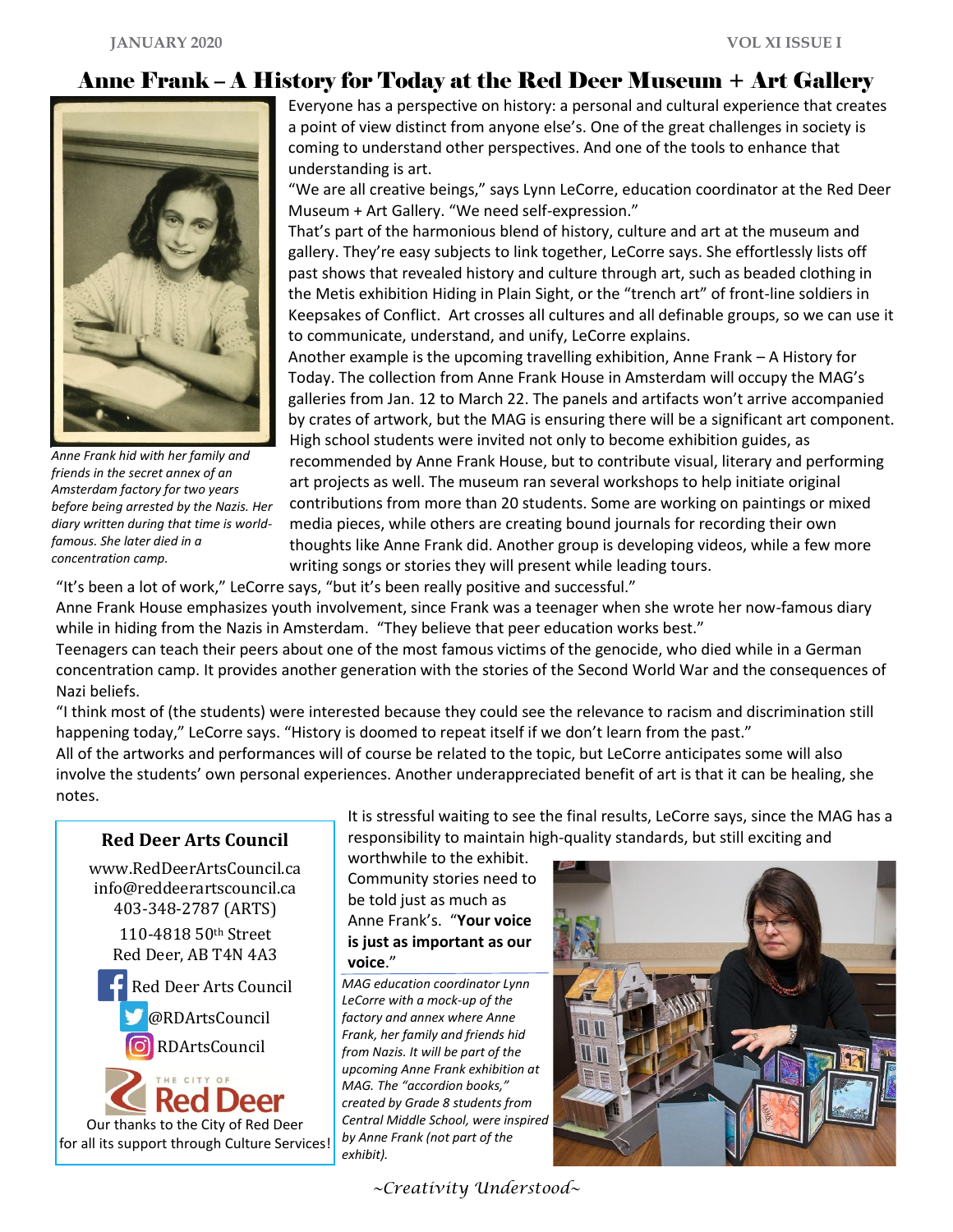# Anne Frank – A History for Today at the Red Deer Museum + Art Gallery

Everyone has a perspective on history: a personal and cultural experience that creates a point of view distinct from anyone else's. One of the great challenges in society is coming to understand other perspectives. And one of the tools to enhance that understanding is art.

"We are all creative beings," says Lynn LeCorre, education coordinator at the Red Deer Museum + Art Gallery. "We need self-expression."

That's part of the harmonious blend of history, culture and art at the museum and gallery. They're easy subjects to link together, LeCorre says. She effortlessly lists off past shows that revealed history and culture through art, such as beaded clothing in the Metis exhibition Hiding in Plain Sight, or the "trench art" of front-line soldiers in Keepsakes of Conflict. Art crosses all cultures and all definable groups, so we can use it to communicate, understand, and unify, LeCorre explains.

Another example is the upcoming travelling exhibition, Anne Frank – A History for Today. The collection from Anne Frank House in Amsterdam will occupy the MAG's galleries from Jan. 12 to March 22. The panels and artifacts won't arrive accompanied by crates of artwork, but the MAG is ensuring there will be a significant art component. High school students were invited not only to become exhibition guides, as recommended by Anne Frank House, but to contribute visual, literary and performing art projects as well. The museum ran several workshops to help initiate original contributions from more than 20 students. Some are working on paintings or mixed media pieces, while others are creating bound journals for recording their own thoughts like Anne Frank did. Another group is developing videos, while a few more writing songs or stories they will present while leading tours.

*Anne Frank hid with her family and friends in the secret annex of an Amsterdam factory for two years before being arrested by the Nazis. Her diary written during that time is world-famous. She later died in a concentration camp.*

"It's been a lot of work," LeCorre says, "but it's been really positive and successful."

Anne Frank House emphasizes youth involvement, since Frank was a teenager when she wrote her now-famous diary while in hiding from the Nazis in Amsterdam. "They believe that peer education works best."

Teenagers can teach their peers about one of the most famous victims of the genocide, who died while in a German concentration camp. It provides another generation with the stories of the Second World War and the consequences of Nazi beliefs.

"I think most of (the students) were interested because they could see the relevance to racism and discrimination still happening today," LeCorre says. "History is doomed to repeat itself if we don't learn from the past."

All of the artworks and performances will of course be related to the topic, but LeCorre anticipates some will also involve the students' own personal experiences. Another underappreciated benefit of art is that it can be healing, she notes.

It is stressful waiting to see the final results, LeCorre says, since the MAG has a responsibility to maintain high-quality standards, but still exciting and worthwhile to the exhibit. Community stories need to be told just as much as Anne Frank's. "**Your voice is just as important as our voice**."

*MAG education coordinator Lynn LeCorre with a mock-up of the factory and annex where Anne Frank, her family and friends hid from Nazis. It will be part of the upcoming Anne Frank exhibition at MAG. The "accordion books," created by Grade 8 students from Central Middle School, were inspired by Anne Frank (not part of the exhibit).*

**Red Deer Arts Council**

www.RedDeerArtsCouncil.ca
info@reddeerartscouncil.ca
403-348-2787 (ARTS)
110-4818 50th Street
Red Deer, AB T4N 4A3

Red Deer Arts Council
@RDArtsCouncil
RDArtsCouncil

THE CITY OF Red Deer

Our thanks to the City of Red Deer for all its support through Culture Services!

~Creativity Understood~